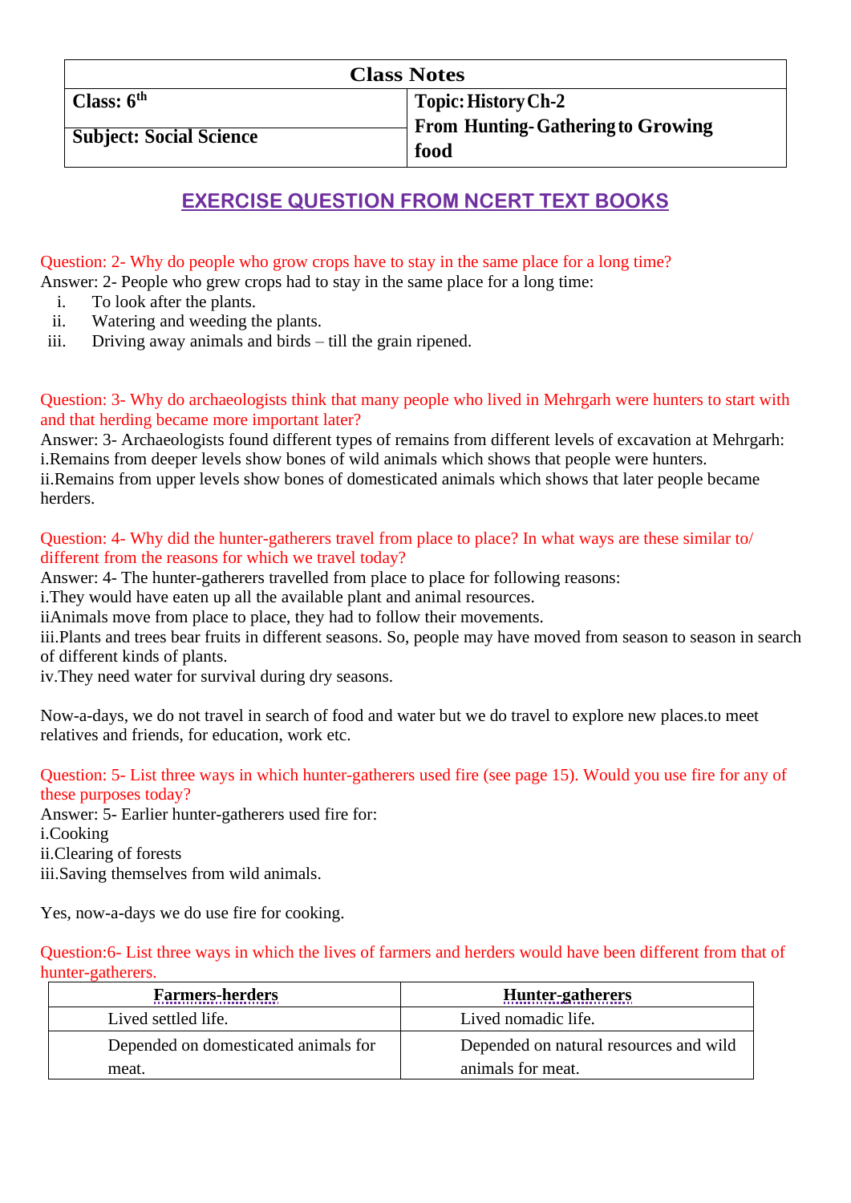| Class Notes | |
|---|---|
| **Class: 6th** | **Topic: History Ch-2** |
| **Subject: Social Science** | **From Hunting-Gathering to Growing food** |

## EXERCISE QUESTION FROM NCERT TEXT BOOKS

Question: 2- Why do people who grow crops have to stay in the same place for a long time?

Answer: 2- People who grew crops had to stay in the same place for a long time:

i. To look after the plants.
ii. Watering and weeding the plants.
iii. Driving away animals and birds – till the grain ripened.

Question: 3- Why do archaeologists think that many people who lived in Mehrgarh were hunters to start with and that herding became more important later?

Answer: 3- Archaeologists found different types of remains from different levels of excavation at Mehrgarh:

i.Remains from deeper levels show bones of wild animals which shows that people were hunters.

ii.Remains from upper levels show bones of domesticated animals which shows that later people became herders.

Question: 4- Why did the hunter-gatherers travel from place to place? In what ways are these similar to/ different from the reasons for which we travel today?

Answer: 4- The hunter-gatherers travelled from place to place for following reasons:

i.They would have eaten up all the available plant and animal resources.

iiAnimals move from place to place, they had to follow their movements.

iii.Plants and trees bear fruits in different seasons. So, people may have moved from season to season in search of different kinds of plants.

iv.They need water for survival during dry seasons.

Now-a-days, we do not travel in search of food and water but we do travel to explore new places.to meet relatives and friends, for education, work etc.

Question: 5- List three ways in which hunter-gatherers used fire (see page 15). Would you use fire for any of these purposes today?

Answer: 5- Earlier hunter-gatherers used fire for:

i.Cooking

ii.Clearing of forests

iii.Saving themselves from wild animals.

Yes, now-a-days we do use fire for cooking.

Question:6- List three ways in which the lives of farmers and herders would have been different from that of hunter-gatherers.

| Farmers-herders | Hunter-gatherers |
|---|---|
| Lived settled life. | Lived nomadic life. |
| Depended on domesticated animals for meat. | Depended on natural resources and wild animals for meat. |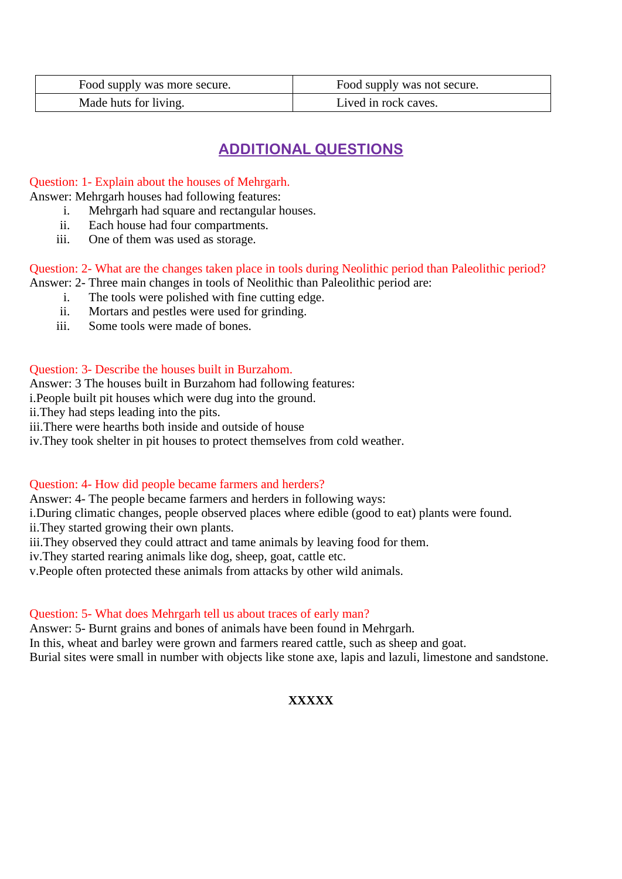| | |
|---|---|
| Food supply was more secure. | Food supply was not secure. |
| Made huts for living. | Lived in rock caves. |

## ADDITIONAL QUESTIONS

Question: 1- Explain about the houses of Mehrgarh.
Answer: Mehrgarh houses had following features:

i. Mehrgarh had square and rectangular houses.
ii. Each house had four compartments.
iii. One of them was used as storage.

Question: 2- What are the changes taken place in tools during Neolithic period than Paleolithic period?
Answer: 2- Three main changes in tools of Neolithic than Paleolithic period are:

i. The tools were polished with fine cutting edge.
ii. Mortars and pestles were used for grinding.
iii. Some tools were made of bones.

Question: 3- Describe the houses built in Burzahom.
Answer: 3 The houses built in Burzahom had following features:
i.People built pit houses which were dug into the ground.
ii.They had steps leading into the pits.
iii.There were hearths both inside and outside of house
iv.They took shelter in pit houses to protect themselves from cold weather.

Question: 4- How did people became farmers and herders?
Answer: 4- The people became farmers and herders in following ways:
i.During climatic changes, people observed places where edible (good to eat) plants were found.
ii.They started growing their own plants.
iii.They observed they could attract and tame animals by leaving food for them.
iv.They started rearing animals like dog, sheep, goat, cattle etc.
v.People often protected these animals from attacks by other wild animals.

Question: 5- What does Mehrgarh tell us about traces of early man?
Answer: 5- Burnt grains and bones of animals have been found in Mehrgarh.
In this, wheat and barley were grown and farmers reared cattle, such as sheep and goat.
Burial sites were small in number with objects like stone axe, lapis and lazuli, limestone and sandstone.

**XXXXX**